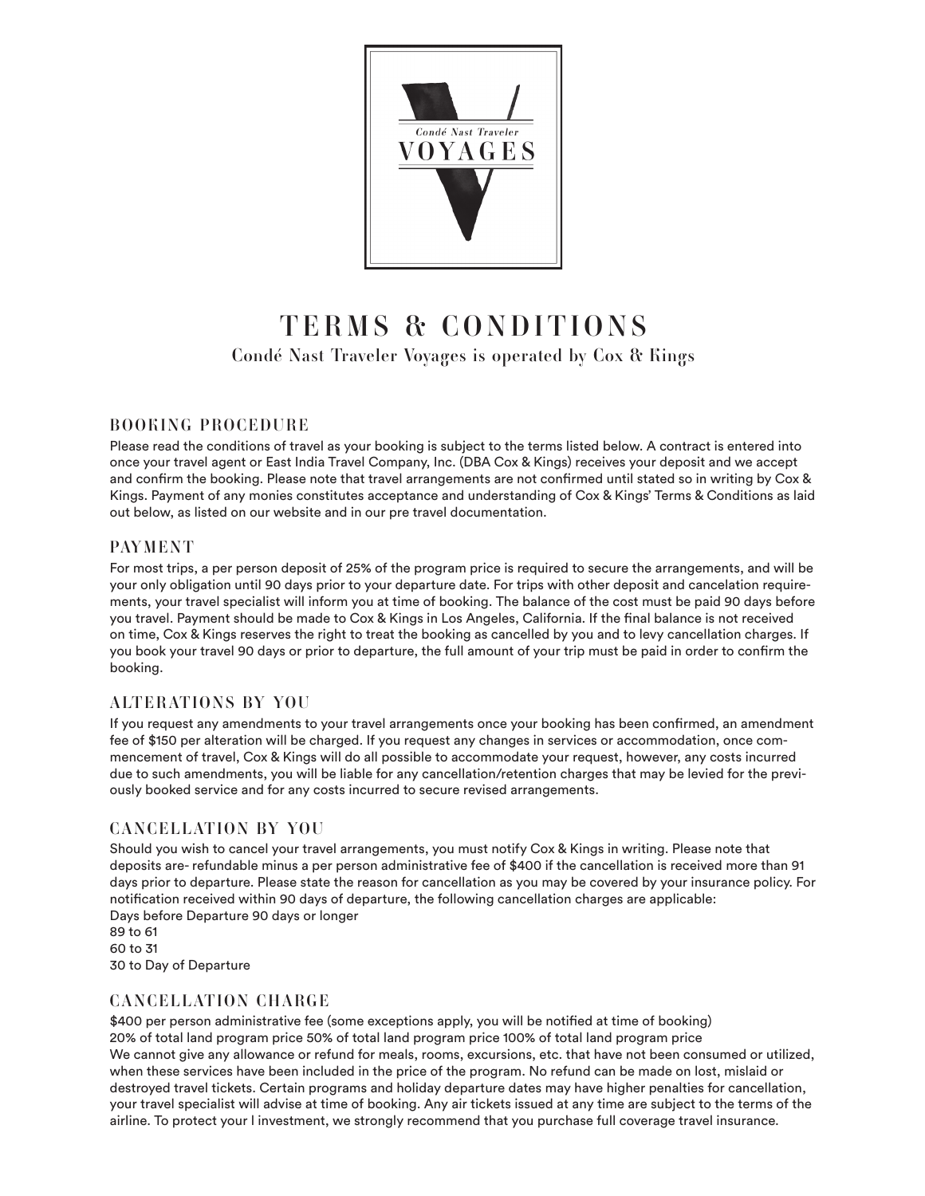Condé Nast Traveler

VOYAGES

# TERMS & CONDITIONS

**Condé Nast Traveler Voyages is operated by Cox & Kings**

## BOOKING PROCEDURE

Please read the conditions of travel as your booking is subject to the terms listed below. A contract is entered into once your travel agent or East India Travel Company, Inc. (DBA Cox & Kings) receives your deposit and we accept and confirm the booking. Please note that travel arrangements are not confirmed until stated so in writing by Cox & Kings. Payment of any monies constitutes acceptance and understanding of Cox & Kings' Terms & Conditions as laid out below, as listed on our website and in our pre travel documentation.

## PAYMENT

For most trips, a per person deposit of 25% of the program price is required to secure the arrangements, and will be your only obligation until 90 days prior to your departure date. For trips with other deposit and cancelation requirements, your travel specialist will inform you at time of booking. The balance of the cost must be paid 90 days before you travel. Payment should be made to Cox & Kings in Los Angeles, California. If the final balance is not received on time, Cox & Kings reserves the right to treat the booking as cancelled by you and to levy cancellation charges. If you book your travel 90 days or prior to departure, the full amount of your trip must be paid in order to confirm the booking.

## ALTERATIONS BY YOU

If you request any amendments to your travel arrangements once your booking has been confirmed, an amendment fee of $150 per alteration will be charged. If you request any changes in services or accommodation, once commencement of travel, Cox & Kings will do all possible to accommodate your request, however, any costs incurred due to such amendments, you will be liable for any cancellation/retention charges that may be levied for the previously booked service and for any costs incurred to secure revised arrangements.

## CANCELLATION BY YOU

Should you wish to cancel your travel arrangements, you must notify Cox & Kings in writing. Please note that deposits are- refundable minus a per person administrative fee of $400 if the cancellation is received more than 91 days prior to departure. Please state the reason for cancellation as you may be covered by your insurance policy. For notification received within 90 days of departure, the following cancellation charges are applicable:

Days before Departure 90 days or longer
89 to 61
60 to 31
30 to Day of Departure

## CANCELLATION CHARGE

$400 per person administrative fee (some exceptions apply, you will be notified at time of booking)
20% of total land program price 50% of total land program price 100% of total land program price

We cannot give any allowance or refund for meals, rooms, excursions, etc. that have not been consumed or utilized, when these services have been included in the price of the program. No refund can be made on lost, mislaid or destroyed travel tickets. Certain programs and holiday departure dates may have higher penalties for cancellation, your travel specialist will advise at time of booking. Any air tickets issued at any time are subject to the terms of the airline. To protect your l investment, we strongly recommend that you purchase full coverage travel insurance.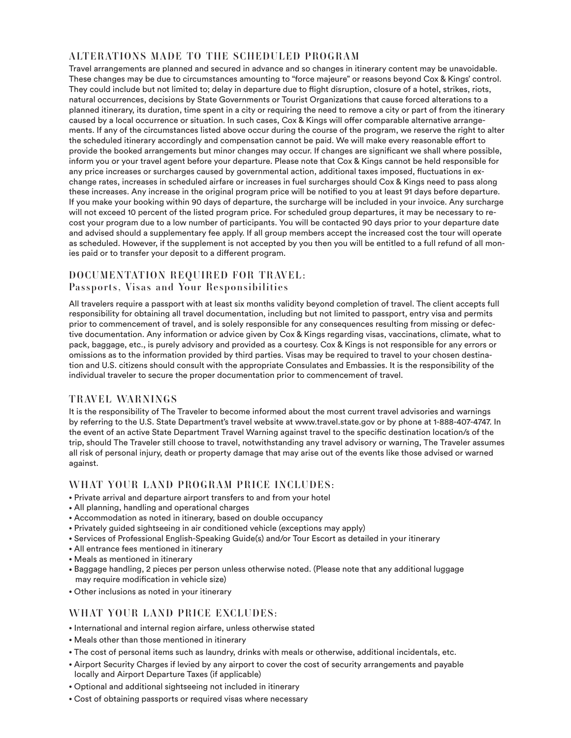## ALTERATIONS MADE TO THE SCHEDULED PROGRAM

Travel arrangements are planned and secured in advance and so changes in itinerary content may be unavoidable. These changes may be due to circumstances amounting to "force majeure" or reasons beyond Cox & Kings' control. They could include but not limited to; delay in departure due to flight disruption, closure of a hotel, strikes, riots, natural occurrences, decisions by State Governments or Tourist Organizations that cause forced alterations to a planned itinerary, its duration, time spent in a city or requiring the need to remove a city or part of from the itinerary caused by a local occurrence or situation. In such cases, Cox & Kings will offer comparable alternative arrangements. If any of the circumstances listed above occur during the course of the program, we reserve the right to alter the scheduled itinerary accordingly and compensation cannot be paid. We will make every reasonable effort to provide the booked arrangements but minor changes may occur. If changes are significant we shall where possible, inform you or your travel agent before your departure. Please note that Cox & Kings cannot be held responsible for any price increases or surcharges caused by governmental action, additional taxes imposed, fluctuations in exchange rates, increases in scheduled airfare or increases in fuel surcharges should Cox & Kings need to pass along these increases. Any increase in the original program price will be notified to you at least 91 days before departure. If you make your booking within 90 days of departure, the surcharge will be included in your invoice. Any surcharge will not exceed 10 percent of the listed program price. For scheduled group departures, it may be necessary to recost your program due to a low number of participants. You will be contacted 90 days prior to your departure date and advised should a supplementary fee apply. If all group members accept the increased cost the tour will operate as scheduled. However, if the supplement is not accepted by you then you will be entitled to a full refund of all monies paid or to transfer your deposit to a different program.

## DOCUMENTATION REQUIRED FOR TRAVEL:
### Passports, Visas and Your Responsibilities

All travelers require a passport with at least six months validity beyond completion of travel. The client accepts full responsibility for obtaining all travel documentation, including but not limited to passport, entry visa and permits prior to commencement of travel, and is solely responsible for any consequences resulting from missing or defective documentation. Any information or advice given by Cox & Kings regarding visas, vaccinations, climate, what to pack, baggage, etc., is purely advisory and provided as a courtesy. Cox & Kings is not responsible for any errors or omissions as to the information provided by third parties. Visas may be required to travel to your chosen destination and U.S. citizens should consult with the appropriate Consulates and Embassies. It is the responsibility of the individual traveler to secure the proper documentation prior to commencement of travel.

## TRAVEL WARNINGS

It is the responsibility of The Traveler to become informed about the most current travel advisories and warnings by referring to the U.S. State Department's travel website at www.travel.state.gov or by phone at 1-888-407-4747. In the event of an active State Department Travel Warning against travel to the specific destination location/s of the trip, should The Traveler still choose to travel, notwithstanding any travel advisory or warning, The Traveler assumes all risk of personal injury, death or property damage that may arise out of the events like those advised or warned against.

## WHAT YOUR LAND PROGRAM PRICE INCLUDES:

- Private arrival and departure airport transfers to and from your hotel
- All planning, handling and operational charges
- Accommodation as noted in itinerary, based on double occupancy
- Privately guided sightseeing in air conditioned vehicle (exceptions may apply)
- Services of Professional English-Speaking Guide(s) and/or Tour Escort as detailed in your itinerary
- All entrance fees mentioned in itinerary
- Meals as mentioned in itinerary
- Baggage handling, 2 pieces per person unless otherwise noted. (Please note that any additional luggage may require modification in vehicle size)
- Other inclusions as noted in your itinerary

## WHAT YOUR LAND PRICE EXCLUDES:

- International and internal region airfare, unless otherwise stated
- Meals other than those mentioned in itinerary
- The cost of personal items such as laundry, drinks with meals or otherwise, additional incidentals, etc.
- Airport Security Charges if levied by any airport to cover the cost of security arrangements and payable locally and Airport Departure Taxes (if applicable)
- Optional and additional sightseeing not included in itinerary
- Cost of obtaining passports or required visas where necessary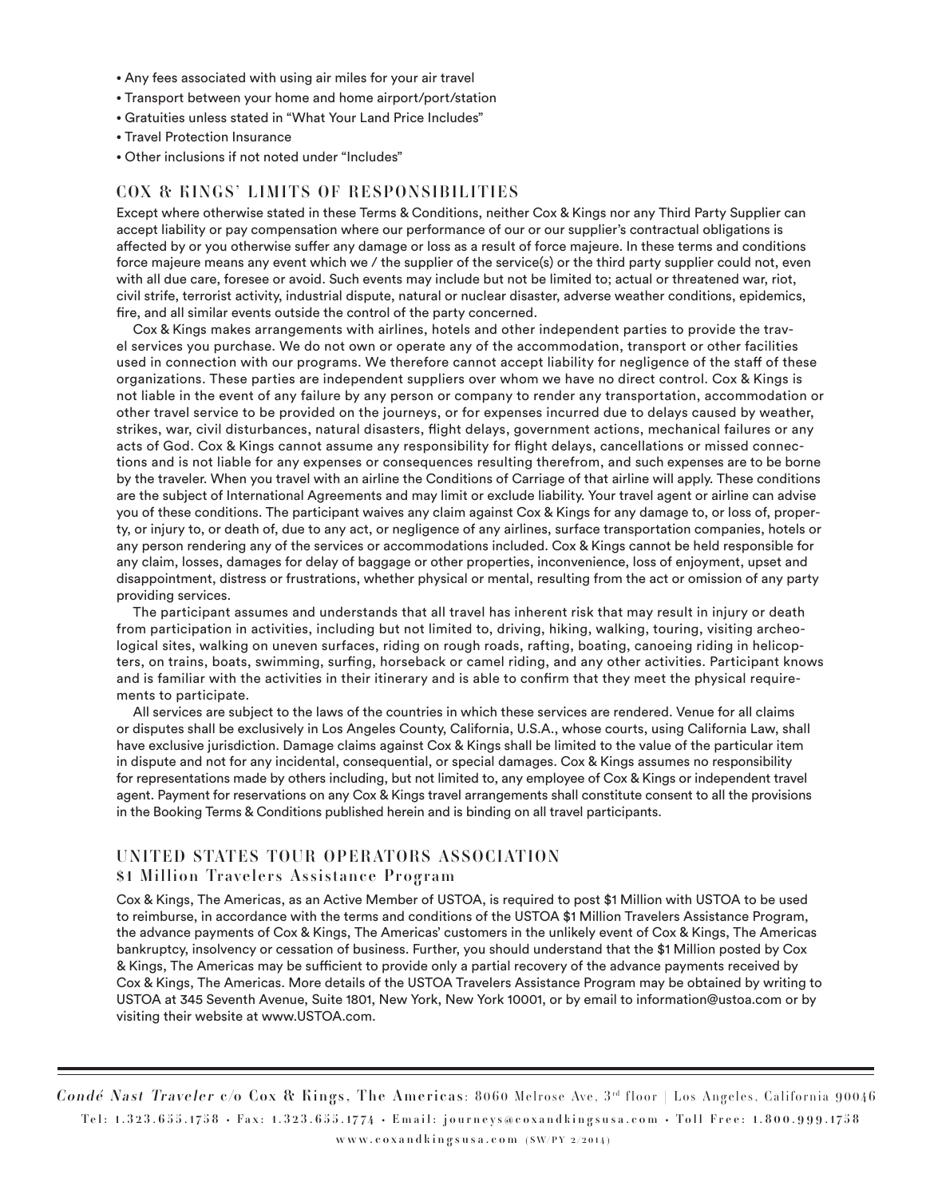- Any fees associated with using air miles for your air travel
- Transport between your home and home airport/port/station
- Gratuities unless stated in "What Your Land Price Includes"
- Travel Protection Insurance
- Other inclusions if not noted under "Includes"

## COX & KINGS' LIMITS OF RESPONSIBILITIES

Except where otherwise stated in these Terms & Conditions, neither Cox & Kings nor any Third Party Supplier can accept liability or pay compensation where our performance of our or our supplier's contractual obligations is affected by or you otherwise suffer any damage or loss as a result of force majeure. In these terms and conditions force majeure means any event which we / the supplier of the service(s) or the third party supplier could not, even with all due care, foresee or avoid. Such events may include but not be limited to; actual or threatened war, riot, civil strife, terrorist activity, industrial dispute, natural or nuclear disaster, adverse weather conditions, epidemics, fire, and all similar events outside the control of the party concerned.

Cox & Kings makes arrangements with airlines, hotels and other independent parties to provide the travel services you purchase. We do not own or operate any of the accommodation, transport or other facilities used in connection with our programs. We therefore cannot accept liability for negligence of the staff of these organizations. These parties are independent suppliers over whom we have no direct control. Cox & Kings is not liable in the event of any failure by any person or company to render any transportation, accommodation or other travel service to be provided on the journeys, or for expenses incurred due to delays caused by weather, strikes, war, civil disturbances, natural disasters, flight delays, government actions, mechanical failures or any acts of God. Cox & Kings cannot assume any responsibility for flight delays, cancellations or missed connections and is not liable for any expenses or consequences resulting therefrom, and such expenses are to be borne by the traveler. When you travel with an airline the Conditions of Carriage of that airline will apply. These conditions are the subject of International Agreements and may limit or exclude liability. Your travel agent or airline can advise you of these conditions. The participant waives any claim against Cox & Kings for any damage to, or loss of, property, or injury to, or death of, due to any act, or negligence of any airlines, surface transportation companies, hotels or any person rendering any of the services or accommodations included. Cox & Kings cannot be held responsible for any claim, losses, damages for delay of baggage or other properties, inconvenience, loss of enjoyment, upset and disappointment, distress or frustrations, whether physical or mental, resulting from the act or omission of any party providing services.

The participant assumes and understands that all travel has inherent risk that may result in injury or death from participation in activities, including but not limited to, driving, hiking, walking, touring, visiting archeological sites, walking on uneven surfaces, riding on rough roads, rafting, boating, canoeing riding in helicopters, on trains, boats, swimming, surfing, horseback or camel riding, and any other activities. Participant knows and is familiar with the activities in their itinerary and is able to confirm that they meet the physical requirements to participate.

All services are subject to the laws of the countries in which these services are rendered. Venue for all claims or disputes shall be exclusively in Los Angeles County, California, U.S.A., whose courts, using California Law, shall have exclusive jurisdiction. Damage claims against Cox & Kings shall be limited to the value of the particular item in dispute and not for any incidental, consequential, or special damages. Cox & Kings assumes no responsibility for representations made by others including, but not limited to, any employee of Cox & Kings or independent travel agent. Payment for reservations on any Cox & Kings travel arrangements shall constitute consent to all the provisions in the Booking Terms & Conditions published herein and is binding on all travel participants.

## UNITED STATES TOUR OPERATORS ASSOCIATION

### $1 Million Travelers Assistance Program

Cox & Kings, The Americas, as an Active Member of USTOA, is required to post $1 Million with USTOA to be used to reimburse, in accordance with the terms and conditions of the USTOA $1 Million Travelers Assistance Program, the advance payments of Cox & Kings, The Americas' customers in the unlikely event of Cox & Kings, The Americas bankruptcy, insolvency or cessation of business. Further, you should understand that the $1 Million posted by Cox & Kings, The Americas may be sufficient to provide only a partial recovery of the advance payments received by Cox & Kings, The Americas. More details of the USTOA Travelers Assistance Program may be obtained by writing to USTOA at 345 Seventh Avenue, Suite 1801, New York, New York 10001, or by email to information@ustoa.com or by visiting their website at www.USTOA.com.

***Condé Nast Traveler* c/o Cox & Kings, The Americas**: 8060 Melrose Ave, 3rd floor | Los Angeles, California 90046
Tel: 1.323.655.1758 • Fax: 1.323.655.1774 • Email: journeys@coxandkingsusa.com • Toll Free: 1.800.999.1758
www.coxandkingsusa.com (SW/PY 2/2014)